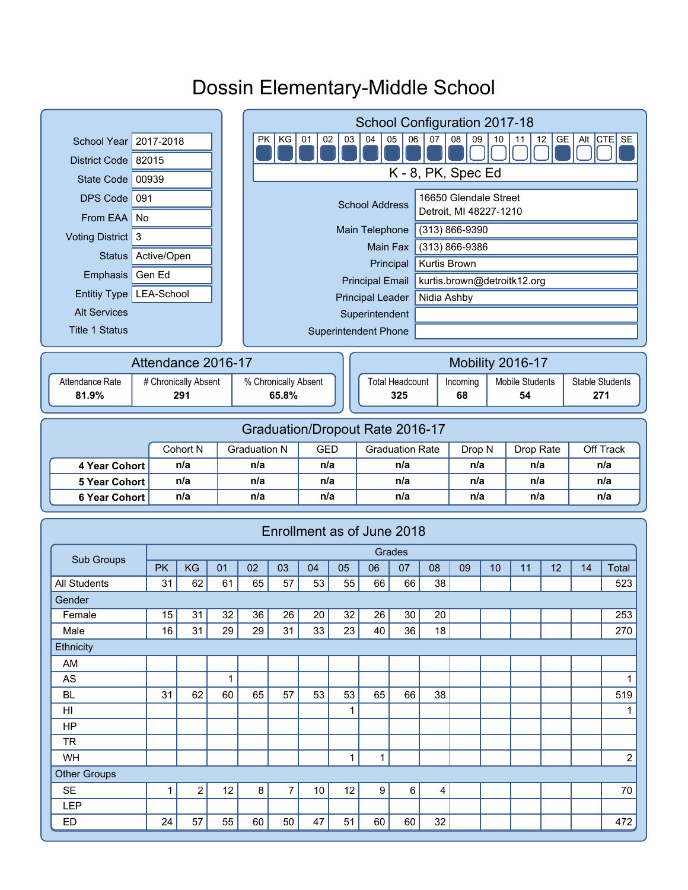# Dossin Elementary-Middle School

| | |
|---|---|
| School Year | 2017-2018 |
| District Code | 82015 |
| State Code | 00939 |
| DPS Code | 091 |
| From EAA | No |
| Voting District | 3 |
| Status | Active/Open |
| Emphasis | Gen Ed |
| Entitiy Type | LEA-School |
| Alt Services | |
| Title 1 Status | |

## School Configuration 2017-18

| PK | KG | 01 | 02 | 03 | 04 | 05 | 06 | 07 | 08 | 09 | 10 | 11 | 12 | GE | Alt | CTE | SE |
|---|---|---|---|---|---|---|---|---|---|---|---|---|---|---|---|---|---|
| ■ | ■ | ■ | ■ | ■ | ■ | ■ | ■ | ■ | ■ | □ | □ | □ | □ | ■ | □ | □ | ■ |

K - 8, PK, Spec Ed

| | |
|---|---|
| School Address | 16650 Glendale Street<br>Detroit, MI 48227-1210 |
| Main Telephone | (313) 866-9390 |
| Main Fax | (313) 866-9386 |
| Principal | Kurtis Brown |
| Principal Email | kurtis.brown@detroitk12.org |
| Principal Leader | Nidia Ashby |
| Superintendent | |
| Superintendent Phone | |

## Attendance 2016-17

| Attendance Rate | # Chronically Absent | % Chronically Absent |
|---|---|---|
| **81.9%** | **291** | **65.8%** |

## Mobility 2016-17

| Total Headcount | Incoming | Mobile Students | Stable Students |
|---|---|---|---|
| **325** | **68** | **54** | **271** |

## Graduation/Dropout Rate 2016-17

| | Cohort N | Graduation N | GED | Graduation Rate | Drop N | Drop Rate | Off Track |
|---|---|---|---|---|---|---|---|
| **4 Year Cohort** | n/a | n/a | n/a | n/a | n/a | n/a | n/a |
| **5 Year Cohort** | n/a | n/a | n/a | n/a | n/a | n/a | n/a |
| **6 Year Cohort** | n/a | n/a | n/a | n/a | n/a | n/a | n/a |

## Enrollment as of June 2018

| Sub Groups | Grades | | | | | | | | | | | | | | |
|---|---|---|---|---|---|---|---|---|---|---|---|---|---|---|---|
| | PK | KG | 01 | 02 | 03 | 04 | 05 | 06 | 07 | 08 | 09 | 10 | 11 | 12 | 14 | Total |
| All Students | 31 | 62 | 61 | 65 | 57 | 53 | 55 | 66 | 66 | 38 | | | | | | 523 |
| Gender | | | | | | | | | | | | | | | | |
| Female | 15 | 31 | 32 | 36 | 26 | 20 | 32 | 26 | 30 | 20 | | | | | | 253 |
| Male | 16 | 31 | 29 | 29 | 31 | 33 | 23 | 40 | 36 | 18 | | | | | | 270 |
| Ethnicity | | | | | | | | | | | | | | | | |
| AM | | | | | | | | | | | | | | | | |
| AS | | | 1 | | | | | | | | | | | | | 1 |
| BL | 31 | 62 | 60 | 65 | 57 | 53 | 53 | 65 | 66 | 38 | | | | | | 519 |
| HI | | | | | | | 1 | | | | | | | | | 1 |
| HP | | | | | | | | | | | | | | | | |
| TR | | | | | | | | | | | | | | | | |
| WH | | | | | | | 1 | 1 | | | | | | | | 2 |
| Other Groups | | | | | | | | | | | | | | | | |
| SE | 1 | 2 | 12 | 8 | 7 | 10 | 12 | 9 | 6 | 4 | | | | | | 70 |
| LEP | | | | | | | | | | | | | | | | |
| ED | 24 | 57 | 55 | 60 | 50 | 47 | 51 | 60 | 60 | 32 | | | | | | 472 |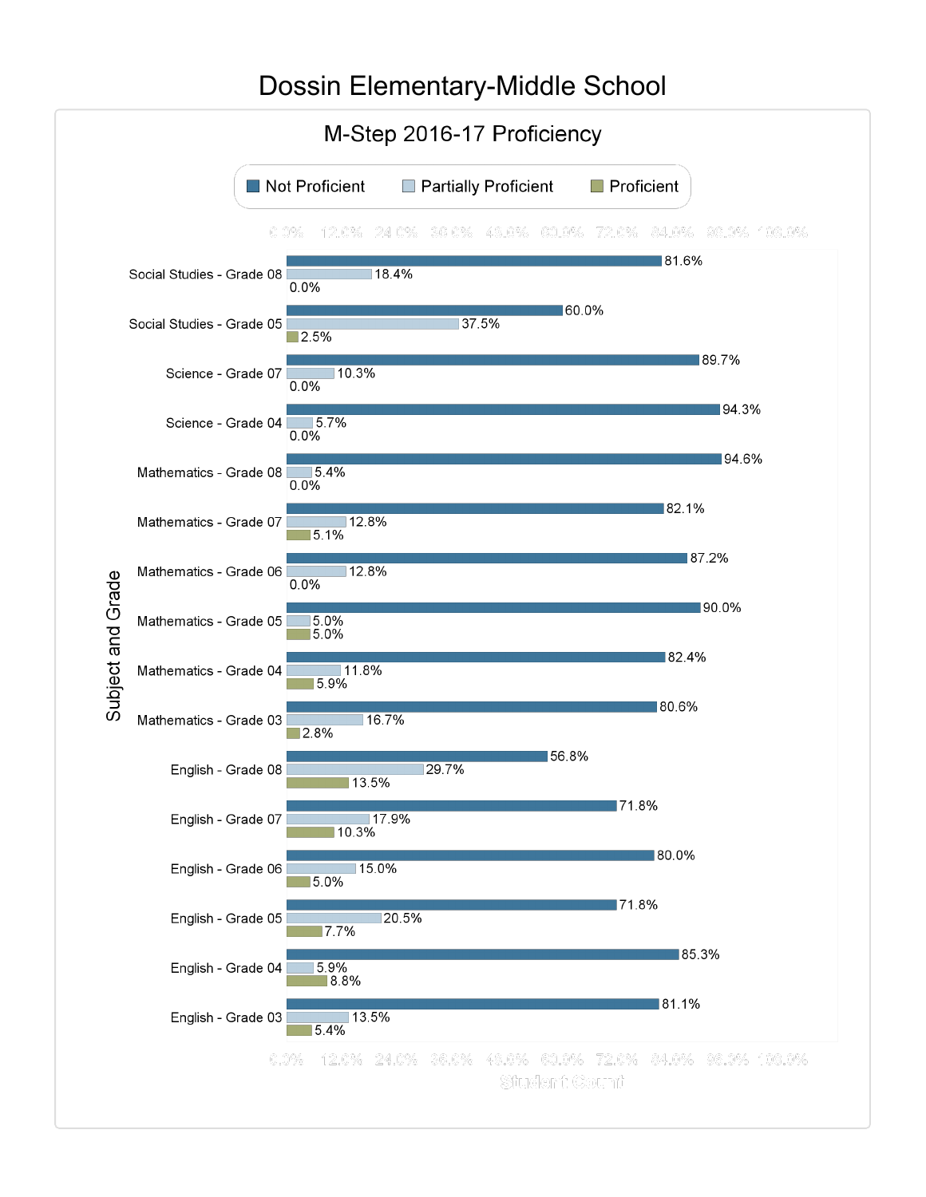# Dossin Elementary-Middle School

## M-Step 2016-17 Proficiency

| Subject and Grade | Not Proficient | Partially Proficient | Proficient |
|---|---|---|---|
| Social Studies - Grade 08 | 81.6% | 18.4% | 0.0% |
| Social Studies - Grade 05 | 60.0% | 37.5% | 2.5% |
| Science - Grade 07 | 89.7% | 10.3% | 0.0% |
| Science - Grade 04 | 94.3% | 5.7% | 0.0% |
| Mathematics - Grade 08 | 94.6% | 5.4% | 0.0% |
| Mathematics - Grade 07 | 82.1% | 12.8% | 5.1% |
| Mathematics - Grade 06 | 87.2% | 12.8% | 0.0% |
| Mathematics - Grade 05 | 90.0% | 5.0% | 5.0% |
| Mathematics - Grade 04 | 82.4% | 11.8% | 5.9% |
| Mathematics - Grade 03 | 80.6% | 16.7% | 2.8% |
| English - Grade 08 | 56.8% | 29.7% | 13.5% |
| English - Grade 07 | 71.8% | 17.9% | 10.3% |
| English - Grade 06 | 80.0% | 15.0% | 5.0% |
| English - Grade 05 | 71.8% | 20.5% | 7.7% |
| English - Grade 04 | 85.3% | 5.9% | 8.8% |
| English - Grade 03 | 81.1% | 13.5% | 5.4% |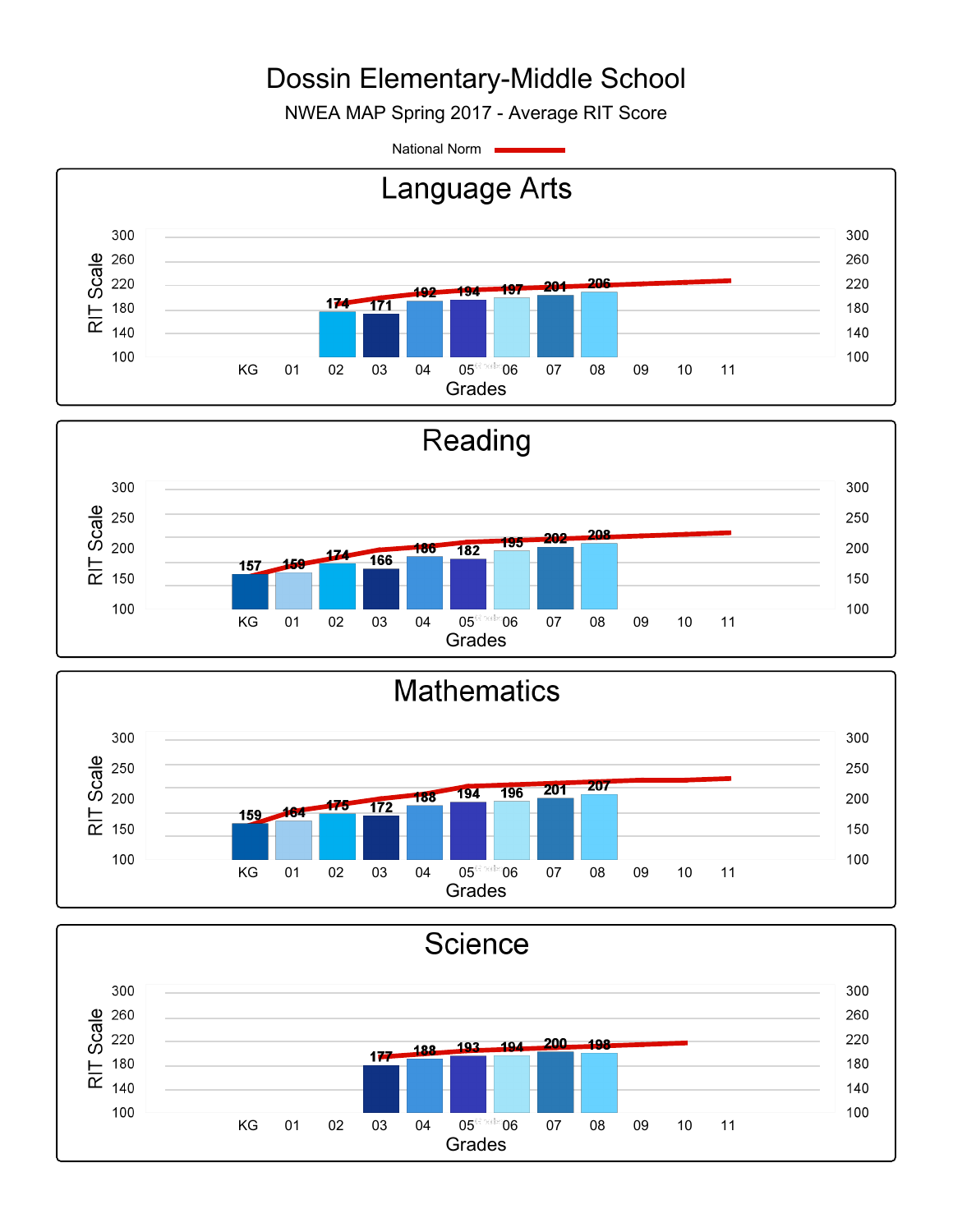# Dossin Elementary-Middle School

NWEA MAP Spring 2017 - Average RIT Score

National Norm

## Language Arts

| Grades | KG | 01 | 02 | 03 | 04 | 05 | 06 | 07 | 08 | 09 | 10 | 11 |
|---|---|---|---|---|---|---|---|---|---|---|---|---|
| RIT Scale | | | 174 | 171 | 192 | 194 | 197 | 201 | 206 | | | |

## Reading

| Grades | KG | 01 | 02 | 03 | 04 | 05 | 06 | 07 | 08 | 09 | 10 | 11 |
|---|---|---|---|---|---|---|---|---|---|---|---|---|
| RIT Scale | 157 | 159 | 174 | 166 | 186 | 182 | 195 | 202 | 208 | | | |

## Mathematics

| Grades | KG | 01 | 02 | 03 | 04 | 05 | 06 | 07 | 08 | 09 | 10 | 11 |
|---|---|---|---|---|---|---|---|---|---|---|---|---|
| RIT Scale | 159 | 164 | 175 | 172 | 188 | 194 | 196 | 201 | 207 | | | |

## Science

| Grades | KG | 01 | 02 | 03 | 04 | 05 | 06 | 07 | 08 | 09 | 10 | 11 |
|---|---|---|---|---|---|---|---|---|---|---|---|---|
| RIT Scale | | | | 177 | 188 | 193 | 194 | 200 | 198 | | | |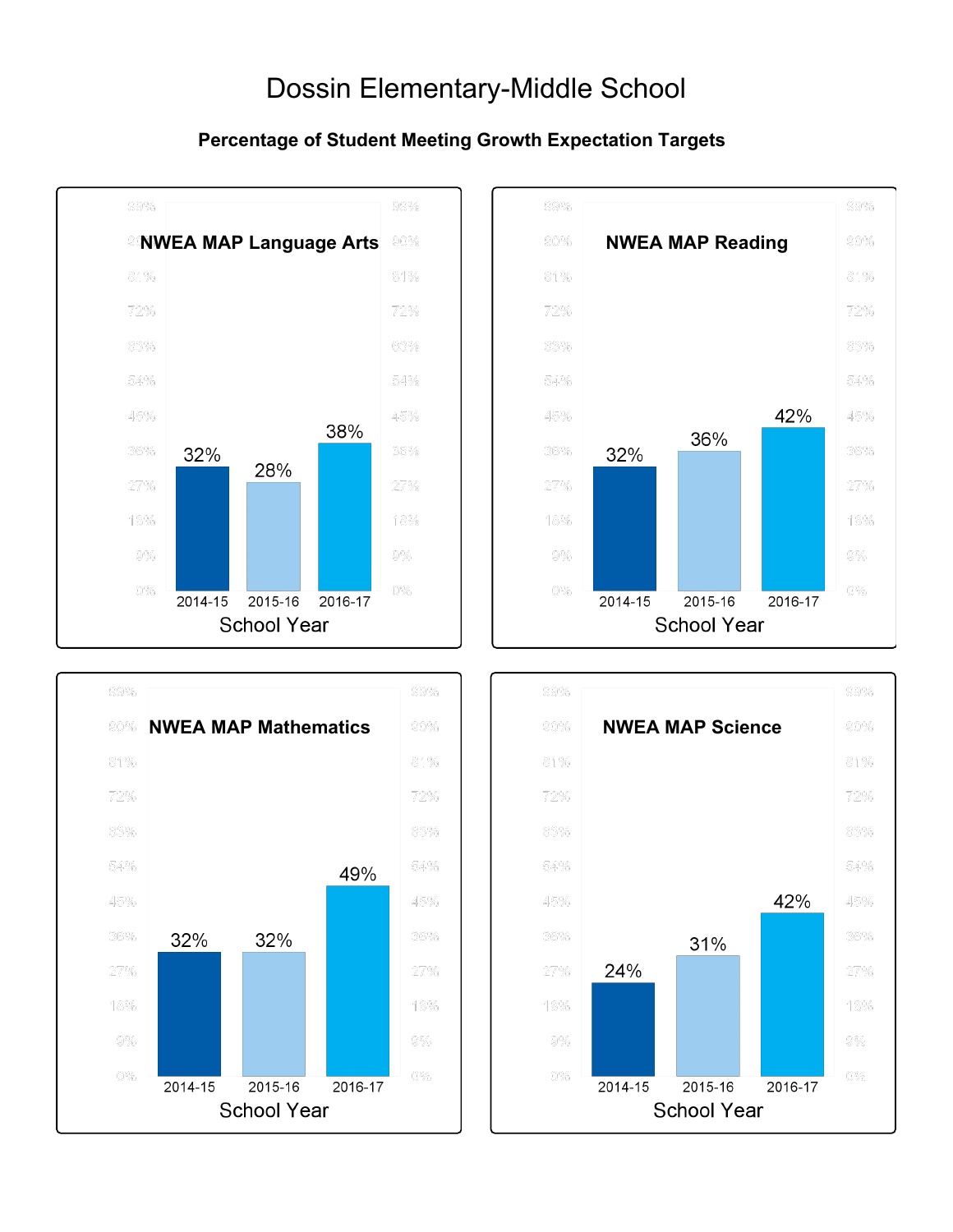# Dossin Elementary-Middle School

**Percentage of Student Meeting Growth Expectation Targets**

**NWEA MAP Language Arts**

32%
28%
38%

2014-15
2015-16
2016-17

School Year

**NWEA MAP Reading**

32%
36%
42%

2014-15
2015-16
2016-17

School Year

**NWEA MAP Mathematics**

32%
32%
49%

2014-15
2015-16
2016-17

School Year

**NWEA MAP Science**

24%
31%
42%

2014-15
2015-16
2016-17

School Year